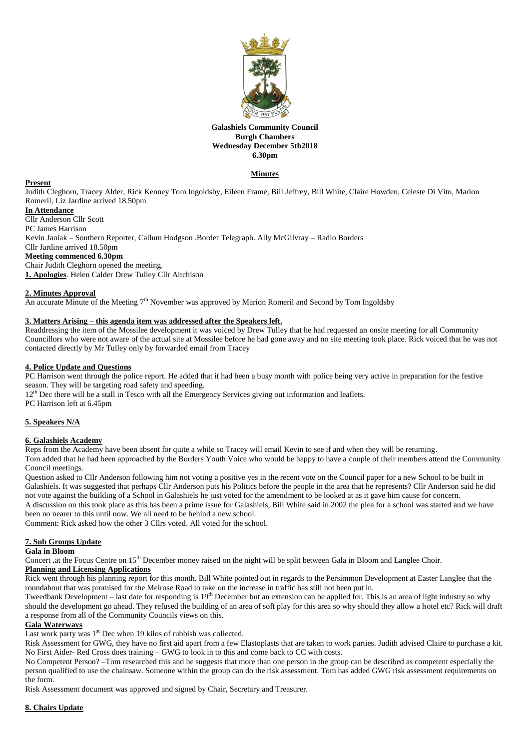**Galashiels Community Council**
**Burgh Chambers**
**Wednesday December 5th2018**
**6.30pm**

**Minutes**

**Present**

Judith Cleghorn, Tracey Alder, Rick Kenney Tom Ingoldsby, Eileen Frame, Bill Jeffrey, Bill White, Claire Howden, Celeste Di Vito, Marion Romeril, Liz Jardine arrived 18.50pm

**In Attendance**

Cllr Anderson Cllr Scott
PC James Harrison
Kevin Janiak – Southern Reporter, Callum Hodgson .Border Telegraph. Ally McGilvray – Radio Borders
Cllr Jardine arrived 18.50pm

**Meeting commenced 6.30pm**

Chair Judith Cleghorn opened the meeting.

**1. Apologies**. Helen Calder Drew Tulley Cllr Aitchison

**2. Minutes Approval**

An accurate Minute of the Meeting 7th November was approved by Marion Romeril and Second by Tom Ingoldsby

**3. Matters Arising – this agenda item was addressed after the Speakers left.**

Readdressing the item of the Mossilee development it was voiced by Drew Tulley that he had requested an onsite meeting for all Community Councillors who were not aware of the actual site at Mossilee before he had gone away and no site meeting took place. Rick voiced that he was not contacted directly by Mr Tulley only by forwarded email from Tracey

**4. Police Update and Questions**

PC Harrison went through the police report. He added that it had been a busy month with police being very active in preparation for the festive season. They will be targeting road safety and speeding.

12th Dec there will be a stall in Tesco with all the Emergency Services giving out information and leaflets.

PC Harrison left at 6.45pm

**5. Speakers N/A**

**6. Galashiels Academy**

Reps from the Academy have been absent for quite a while so Tracey will email Kevin to see if and when they will be returning.

Tom added that he had been approached by the Borders Youth Voice who would be happy to have a couple of their members attend the Community Council meetings.

Question asked to Cllr Anderson following him not voting a positive yes in the recent vote on the Council paper for a new School to be built in Galashiels. It was suggested that perhaps Cllr Anderson puts his Politics before the people in the area that he represents? Cllr Anderson said he did not vote against the building of a School in Galashiels he just voted for the amendment to be looked at as it gave him cause for concern.

A discussion on this took place as this has been a prime issue for Galashiels, Bill White said in 2002 the plea for a school was started and we have been no nearer to this until now. We all need to be behind a new school.

Comment: Rick asked how the other 3 Cllrs voted. All voted for the school.

**7. Sub Groups Update**

**Gala in Bloom**

Concert .at the Focus Centre on 15th December money raised on the night will be split between Gala in Bloom and Langlee Choir.

**Planning and Licensing Applications**

Rick went through his planning report for this month. Bill White pointed out in regards to the Persimmon Development at Easter Langlee that the roundabout that was promised for the Melrose Road to take on the increase in traffic has still not been put in.

Tweedbank Development – last date for responding is 19th December but an extension can be applied for. This is an area of light industry so why should the development go ahead. They refused the building of an area of soft play for this area so why should they allow a hotel etc? Rick will draft a response from all of the Community Councils views on this.

**Gala Waterways**

Last work party was 1st Dec when 19 kilos of rubbish was collected.

Risk Assessment for GWG, they have no first aid apart from a few Elastoplasts that are taken to work parties. Judith advised Claire to purchase a kit. No First Aider- Red Cross does training – GWG to look in to this and come back to CC with costs.

No Competent Person? –Tom researched this and he suggests that more than one person in the group can be described as competent especially the person qualified to use the chainsaw. Someone within the group can do the risk assessment. Tom has added GWG risk assessment requirements on the form.

Risk Assessment document was approved and signed by Chair, Secretary and Treasurer.

**8. Chairs Update**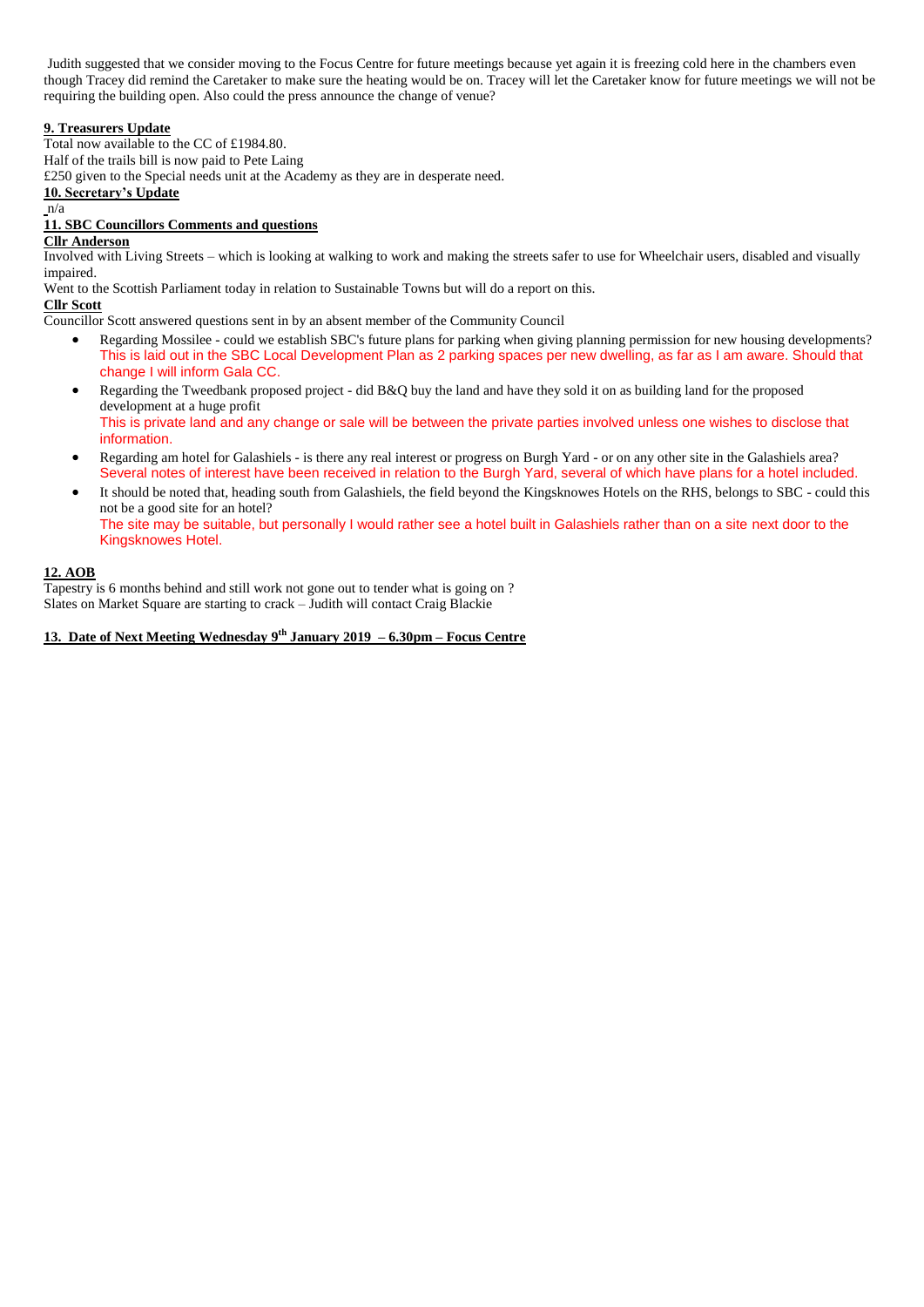Judith suggested that we consider moving to the Focus Centre for future meetings because yet again it is freezing cold here in the chambers even though Tracey did remind the Caretaker to make sure the heating would be on. Tracey will let the Caretaker know for future meetings we will not be requiring the building open. Also could the press announce the change of venue?

**9. Treasurers Update**

Total now available to the CC of £1984.80.

Half of the trails bill is now paid to Pete Laing

£250 given to the Special needs unit at the Academy as they are in desperate need.

**10. Secretary's Update**

n/a

**11. SBC Councillors Comments and questions**

**Cllr Anderson**

Involved with Living Streets – which is looking at walking to work and making the streets safer to use for Wheelchair users, disabled and visually impaired.

Went to the Scottish Parliament today in relation to Sustainable Towns but will do a report on this.

**Cllr Scott**

Councillor Scott answered questions sent in by an absent member of the Community Council

- Regarding Mossilee - could we establish SBC's future plans for parking when giving planning permission for new housing developments?
  This is laid out in the SBC Local Development Plan as 2 parking spaces per new dwelling, as far as I am aware. Should that change I will inform Gala CC.
- Regarding the Tweedbank proposed project - did B&Q buy the land and have they sold it on as building land for the proposed development at a huge profit
  This is private land and any change or sale will be between the private parties involved unless one wishes to disclose that information.
- Regarding am hotel for Galashiels - is there any real interest or progress on Burgh Yard - or on any other site in the Galashiels area?
  Several notes of interest have been received in relation to the Burgh Yard, several of which have plans for a hotel included.
- It should be noted that, heading south from Galashiels, the field beyond the Kingsknowes Hotels on the RHS, belongs to SBC - could this not be a good site for an hotel?
  The site may be suitable, but personally I would rather see a hotel built in Galashiels rather than on a site next door to the Kingsknowes Hotel.

**12. AOB**

Tapestry is 6 months behind and still work not gone out to tender what is going on ?

Slates on Market Square are starting to crack – Judith will contact Craig Blackie

**13. Date of Next Meeting Wednesday 9th January 2019 – 6.30pm – Focus Centre**